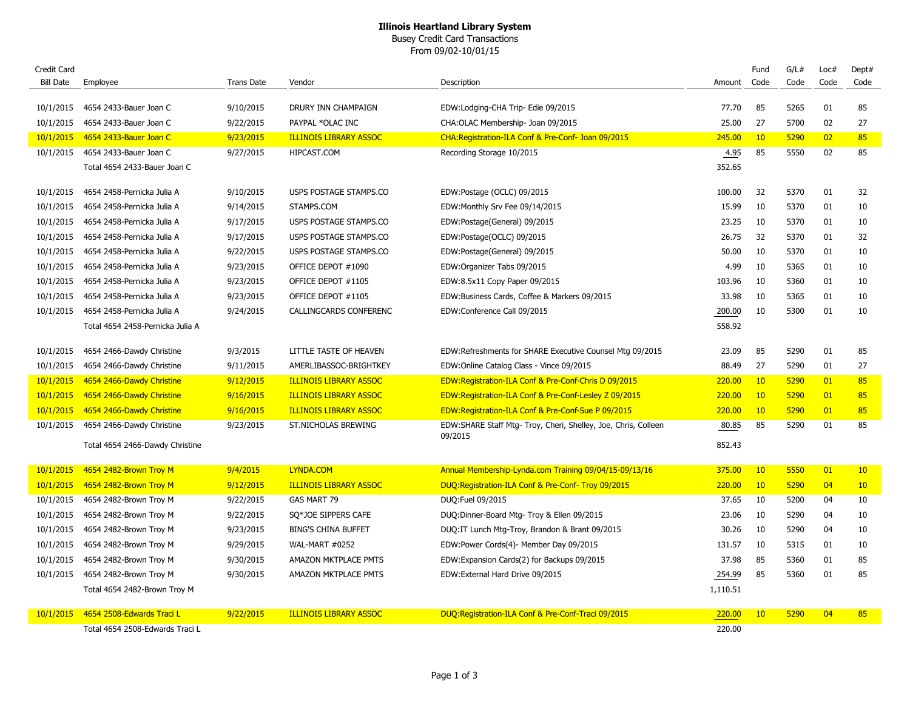**Illinois Heartland Library System**

Busey Credit Card Transactions

From 09/02-10/01/15

| Credit Card Bill Date | Employee | Trans Date | Vendor | Description | Amount | Fund Code | G/L# Code | Loc# Code | Dept# Code |
|---|---|---|---|---|---|---|---|---|---|
| 10/1/2015 | 4654 2433-Bauer Joan C | 9/10/2015 | DRURY INN CHAMPAIGN | EDW:Lodging-CHA Trip- Edie 09/2015 | 77.70 | 85 | 5265 | 01 | 85 |
| 10/1/2015 | 4654 2433-Bauer Joan C | 9/22/2015 | PAYPAL *OLAC INC | CHA:OLAC Membership- Joan 09/2015 | 25.00 | 27 | 5700 | 02 | 27 |
| 10/1/2015 | 4654 2433-Bauer Joan C | 9/23/2015 | ILLINOIS LIBRARY ASSOC | CHA:Registration-ILA Conf & Pre-Conf- Joan 09/2015 | 245.00 | 10 | 5290 | 02 | 85 |
| 10/1/2015 | 4654 2433-Bauer Joan C | 9/27/2015 | HIPCAST.COM | Recording Storage 10/2015 | 4.95 | 85 | 5550 | 02 | 85 |
| | Total 4654 2433-Bauer Joan C | | | | 352.65 | | | | |
| 10/1/2015 | 4654 2458-Pernicka Julia A | 9/10/2015 | USPS POSTAGE STAMPS.CO | EDW:Postage (OCLC) 09/2015 | 100.00 | 32 | 5370 | 01 | 32 |
| 10/1/2015 | 4654 2458-Pernicka Julia A | 9/14/2015 | STAMPS.COM | EDW:Monthly Srv Fee 09/14/2015 | 15.99 | 10 | 5370 | 01 | 10 |
| 10/1/2015 | 4654 2458-Pernicka Julia A | 9/17/2015 | USPS POSTAGE STAMPS.CO | EDW:Postage(General) 09/2015 | 23.25 | 10 | 5370 | 01 | 10 |
| 10/1/2015 | 4654 2458-Pernicka Julia A | 9/17/2015 | USPS POSTAGE STAMPS.CO | EDW:Postage(OCLC) 09/2015 | 26.75 | 32 | 5370 | 01 | 32 |
| 10/1/2015 | 4654 2458-Pernicka Julia A | 9/22/2015 | USPS POSTAGE STAMPS.CO | EDW:Postage(General) 09/2015 | 50.00 | 10 | 5370 | 01 | 10 |
| 10/1/2015 | 4654 2458-Pernicka Julia A | 9/23/2015 | OFFICE DEPOT #1090 | EDW:Organizer Tabs 09/2015 | 4.99 | 10 | 5365 | 01 | 10 |
| 10/1/2015 | 4654 2458-Pernicka Julia A | 9/23/2015 | OFFICE DEPOT #1105 | EDW:8.5x11 Copy Paper 09/2015 | 103.96 | 10 | 5360 | 01 | 10 |
| 10/1/2015 | 4654 2458-Pernicka Julia A | 9/23/2015 | OFFICE DEPOT #1105 | EDW:Business Cards, Coffee & Markers 09/2015 | 33.98 | 10 | 5365 | 01 | 10 |
| 10/1/2015 | 4654 2458-Pernicka Julia A | 9/24/2015 | CALLINGCARDS CONFERENC | EDW:Conference Call 09/2015 | 200.00 | 10 | 5300 | 01 | 10 |
| | Total 4654 2458-Pernicka Julia A | | | | 558.92 | | | | |
| 10/1/2015 | 4654 2466-Dawdy Christine | 9/3/2015 | LITTLE TASTE OF HEAVEN | EDW:Refreshments for SHARE Executive Counsel Mtg 09/2015 | 23.09 | 85 | 5290 | 01 | 85 |
| 10/1/2015 | 4654 2466-Dawdy Christine | 9/11/2015 | AMERLIBASSOC-BRIGHTKEY | EDW:Online Catalog Class - Vince 09/2015 | 88.49 | 27 | 5290 | 01 | 27 |
| 10/1/2015 | 4654 2466-Dawdy Christine | 9/12/2015 | ILLINOIS LIBRARY ASSOC | EDW:Registration-ILA Conf & Pre-Conf-Chris D 09/2015 | 220.00 | 10 | 5290 | 01 | 85 |
| 10/1/2015 | 4654 2466-Dawdy Christine | 9/16/2015 | ILLINOIS LIBRARY ASSOC | EDW:Registration-ILA Conf & Pre-Conf-Lesley Z 09/2015 | 220.00 | 10 | 5290 | 01 | 85 |
| 10/1/2015 | 4654 2466-Dawdy Christine | 9/16/2015 | ILLINOIS LIBRARY ASSOC | EDW:Registration-ILA Conf & Pre-Conf-Sue P 09/2015 | 220.00 | 10 | 5290 | 01 | 85 |
| 10/1/2015 | 4654 2466-Dawdy Christine | 9/23/2015 | ST.NICHOLAS BREWING | EDW:SHARE Staff Mtg- Troy, Cheri, Shelley, Joe, Chris, Colleen 09/2015 | 80.85 | 85 | 5290 | 01 | 85 |
| | Total 4654 2466-Dawdy Christine | | | | 852.43 | | | | |
| 10/1/2015 | 4654 2482-Brown Troy M | 9/4/2015 | LYNDA.COM | Annual Membership-Lynda.com Training 09/04/15-09/13/16 | 375.00 | 10 | 5550 | 01 | 10 |
| 10/1/2015 | 4654 2482-Brown Troy M | 9/12/2015 | ILLINOIS LIBRARY ASSOC | DUQ:Registration-ILA Conf & Pre-Conf- Troy 09/2015 | 220.00 | 10 | 5290 | 04 | 10 |
| 10/1/2015 | 4654 2482-Brown Troy M | 9/22/2015 | GAS MART 79 | DUQ:Fuel 09/2015 | 37.65 | 10 | 5200 | 04 | 10 |
| 10/1/2015 | 4654 2482-Brown Troy M | 9/22/2015 | SQ*JOE SIPPERS CAFE | DUQ:Dinner-Board Mtg- Troy & Ellen 09/2015 | 23.06 | 10 | 5290 | 04 | 10 |
| 10/1/2015 | 4654 2482-Brown Troy M | 9/23/2015 | BING'S CHINA BUFFET | DUQ:IT Lunch Mtg-Troy, Brandon & Brant 09/2015 | 30.26 | 10 | 5290 | 04 | 10 |
| 10/1/2015 | 4654 2482-Brown Troy M | 9/29/2015 | WAL-MART #0252 | EDW:Power Cords(4)- Member Day 09/2015 | 131.57 | 10 | 5315 | 01 | 10 |
| 10/1/2015 | 4654 2482-Brown Troy M | 9/30/2015 | AMAZON MKTPLACE PMTS | EDW:Expansion Cards(2) for Backups 09/2015 | 37.98 | 85 | 5360 | 01 | 85 |
| 10/1/2015 | 4654 2482-Brown Troy M | 9/30/2015 | AMAZON MKTPLACE PMTS | EDW:External Hard Drive 09/2015 | 254.99 | 85 | 5360 | 01 | 85 |
| | Total 4654 2482-Brown Troy M | | | | 1,110.51 | | | | |
| 10/1/2015 | 4654 2508-Edwards Traci L | 9/22/2015 | ILLINOIS LIBRARY ASSOC | DUQ:Registration-ILA Conf & Pre-Conf-Traci 09/2015 | 220.00 | 10 | 5290 | 04 | 85 |
| | Total 4654 2508-Edwards Traci L | | | | 220.00 | | | | |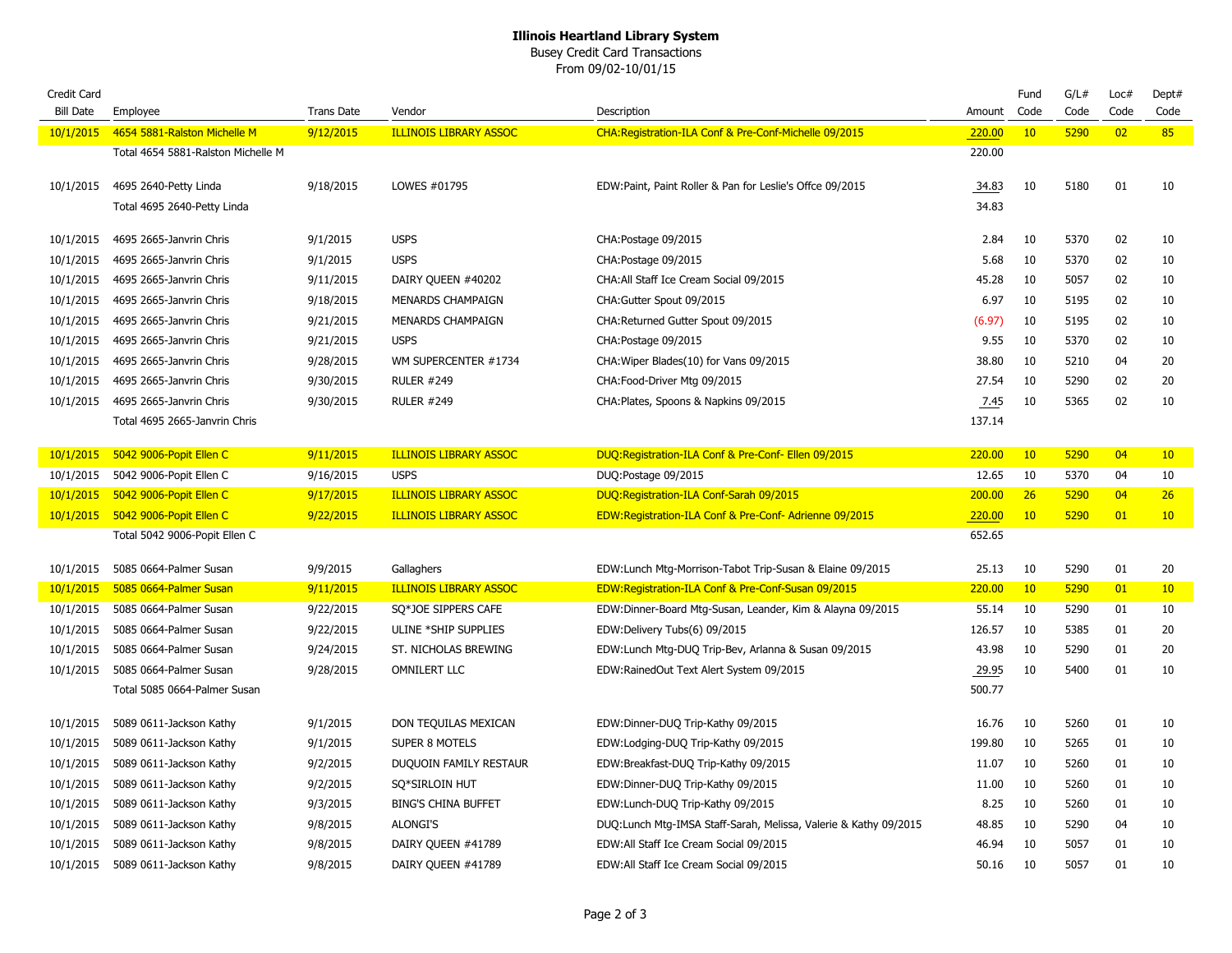**Illinois Heartland Library System**
Busey Credit Card Transactions
From 09/02-10/01/15

| Credit Card Bill Date | Employee | Trans Date | Vendor | Description | Amount | Fund Code | G/L# Code | Loc# Code | Dept# Code |
|---|---|---|---|---|---|---|---|---|---|
| 10/1/2015 | 4654 5881-Ralston Michelle M | 9/12/2015 | ILLINOIS LIBRARY ASSOC | CHA:Registration-ILA Conf & Pre-Conf-Michelle 09/2015 | 220.00 | 10 | 5290 | 02 | 85 |
| | Total 4654 5881-Ralston Michelle M | | | | 220.00 | | | | |
| 10/1/2015 | 4695 2640-Petty Linda | 9/18/2015 | LOWES #01795 | EDW:Paint, Paint Roller & Pan for Leslie's Offce 09/2015 | 34.83 | 10 | 5180 | 01 | 10 |
| | Total 4695 2640-Petty Linda | | | | 34.83 | | | | |
| 10/1/2015 | 4695 2665-Janvrin Chris | 9/1/2015 | USPS | CHA:Postage 09/2015 | 2.84 | 10 | 5370 | 02 | 10 |
| 10/1/2015 | 4695 2665-Janvrin Chris | 9/1/2015 | USPS | CHA:Postage 09/2015 | 5.68 | 10 | 5370 | 02 | 10 |
| 10/1/2015 | 4695 2665-Janvrin Chris | 9/11/2015 | DAIRY QUEEN #40202 | CHA:All Staff Ice Cream Social 09/2015 | 45.28 | 10 | 5057 | 02 | 10 |
| 10/1/2015 | 4695 2665-Janvrin Chris | 9/18/2015 | MENARDS CHAMPAIGN | CHA:Gutter Spout 09/2015 | 6.97 | 10 | 5195 | 02 | 10 |
| 10/1/2015 | 4695 2665-Janvrin Chris | 9/21/2015 | MENARDS CHAMPAIGN | CHA:Returned Gutter Spout 09/2015 | (6.97) | 10 | 5195 | 02 | 10 |
| 10/1/2015 | 4695 2665-Janvrin Chris | 9/21/2015 | USPS | CHA:Postage 09/2015 | 9.55 | 10 | 5370 | 02 | 10 |
| 10/1/2015 | 4695 2665-Janvrin Chris | 9/28/2015 | WM SUPERCENTER #1734 | CHA:Wiper Blades(10) for Vans 09/2015 | 38.80 | 10 | 5210 | 04 | 20 |
| 10/1/2015 | 4695 2665-Janvrin Chris | 9/30/2015 | RULER #249 | CHA:Food-Driver Mtg 09/2015 | 27.54 | 10 | 5290 | 02 | 20 |
| 10/1/2015 | 4695 2665-Janvrin Chris | 9/30/2015 | RULER #249 | CHA:Plates, Spoons & Napkins 09/2015 | 7.45 | 10 | 5365 | 02 | 10 |
| | Total 4695 2665-Janvrin Chris | | | | 137.14 | | | | |
| 10/1/2015 | 5042 9006-Popit Ellen C | 9/11/2015 | ILLINOIS LIBRARY ASSOC | DUQ:Registration-ILA Conf & Pre-Conf- Ellen 09/2015 | 220.00 | 10 | 5290 | 04 | 10 |
| 10/1/2015 | 5042 9006-Popit Ellen C | 9/16/2015 | USPS | DUQ:Postage 09/2015 | 12.65 | 10 | 5370 | 04 | 10 |
| 10/1/2015 | 5042 9006-Popit Ellen C | 9/17/2015 | ILLINOIS LIBRARY ASSOC | DUQ:Registration-ILA Conf-Sarah 09/2015 | 200.00 | 26 | 5290 | 04 | 26 |
| 10/1/2015 | 5042 9006-Popit Ellen C | 9/22/2015 | ILLINOIS LIBRARY ASSOC | EDW:Registration-ILA Conf & Pre-Conf- Adrienne 09/2015 | 220.00 | 10 | 5290 | 01 | 10 |
| | Total 5042 9006-Popit Ellen C | | | | 652.65 | | | | |
| 10/1/2015 | 5085 0664-Palmer Susan | 9/9/2015 | Gallaghers | EDW:Lunch Mtg-Morrison-Tabot Trip-Susan & Elaine 09/2015 | 25.13 | 10 | 5290 | 01 | 20 |
| 10/1/2015 | 5085 0664-Palmer Susan | 9/11/2015 | ILLINOIS LIBRARY ASSOC | EDW:Registration-ILA Conf & Pre-Conf-Susan 09/2015 | 220.00 | 10 | 5290 | 01 | 10 |
| 10/1/2015 | 5085 0664-Palmer Susan | 9/22/2015 | SQ*JOE SIPPERS CAFE | EDW:Dinner-Board Mtg-Susan, Leander, Kim & Alayna 09/2015 | 55.14 | 10 | 5290 | 01 | 10 |
| 10/1/2015 | 5085 0664-Palmer Susan | 9/22/2015 | ULINE *SHIP SUPPLIES | EDW:Delivery Tubs(6) 09/2015 | 126.57 | 10 | 5385 | 01 | 20 |
| 10/1/2015 | 5085 0664-Palmer Susan | 9/24/2015 | ST. NICHOLAS BREWING | EDW:Lunch Mtg-DUQ Trip-Bev, Arlanna & Susan 09/2015 | 43.98 | 10 | 5290 | 01 | 20 |
| 10/1/2015 | 5085 0664-Palmer Susan | 9/28/2015 | OMNILERT LLC | EDW:RainedOut Text Alert System 09/2015 | 29.95 | 10 | 5400 | 01 | 10 |
| | Total 5085 0664-Palmer Susan | | | | 500.77 | | | | |
| 10/1/2015 | 5089 0611-Jackson Kathy | 9/1/2015 | DON TEQUILAS MEXICAN | EDW:Dinner-DUQ Trip-Kathy 09/2015 | 16.76 | 10 | 5260 | 01 | 10 |
| 10/1/2015 | 5089 0611-Jackson Kathy | 9/1/2015 | SUPER 8 MOTELS | EDW:Lodging-DUQ Trip-Kathy 09/2015 | 199.80 | 10 | 5265 | 01 | 10 |
| 10/1/2015 | 5089 0611-Jackson Kathy | 9/2/2015 | DUQUOIN FAMILY RESTAUR | EDW:Breakfast-DUQ Trip-Kathy 09/2015 | 11.07 | 10 | 5260 | 01 | 10 |
| 10/1/2015 | 5089 0611-Jackson Kathy | 9/2/2015 | SQ*SIRLOIN HUT | EDW:Dinner-DUQ Trip-Kathy 09/2015 | 11.00 | 10 | 5260 | 01 | 10 |
| 10/1/2015 | 5089 0611-Jackson Kathy | 9/3/2015 | BING'S CHINA BUFFET | EDW:Lunch-DUQ Trip-Kathy 09/2015 | 8.25 | 10 | 5260 | 01 | 10 |
| 10/1/2015 | 5089 0611-Jackson Kathy | 9/8/2015 | ALONGI'S | DUQ:Lunch Mtg-IMSA Staff-Sarah, Melissa, Valerie & Kathy 09/2015 | 48.85 | 10 | 5290 | 04 | 10 |
| 10/1/2015 | 5089 0611-Jackson Kathy | 9/8/2015 | DAIRY QUEEN #41789 | EDW:All Staff Ice Cream Social 09/2015 | 46.94 | 10 | 5057 | 01 | 10 |
| 10/1/2015 | 5089 0611-Jackson Kathy | 9/8/2015 | DAIRY QUEEN #41789 | EDW:All Staff Ice Cream Social 09/2015 | 50.16 | 10 | 5057 | 01 | 10 |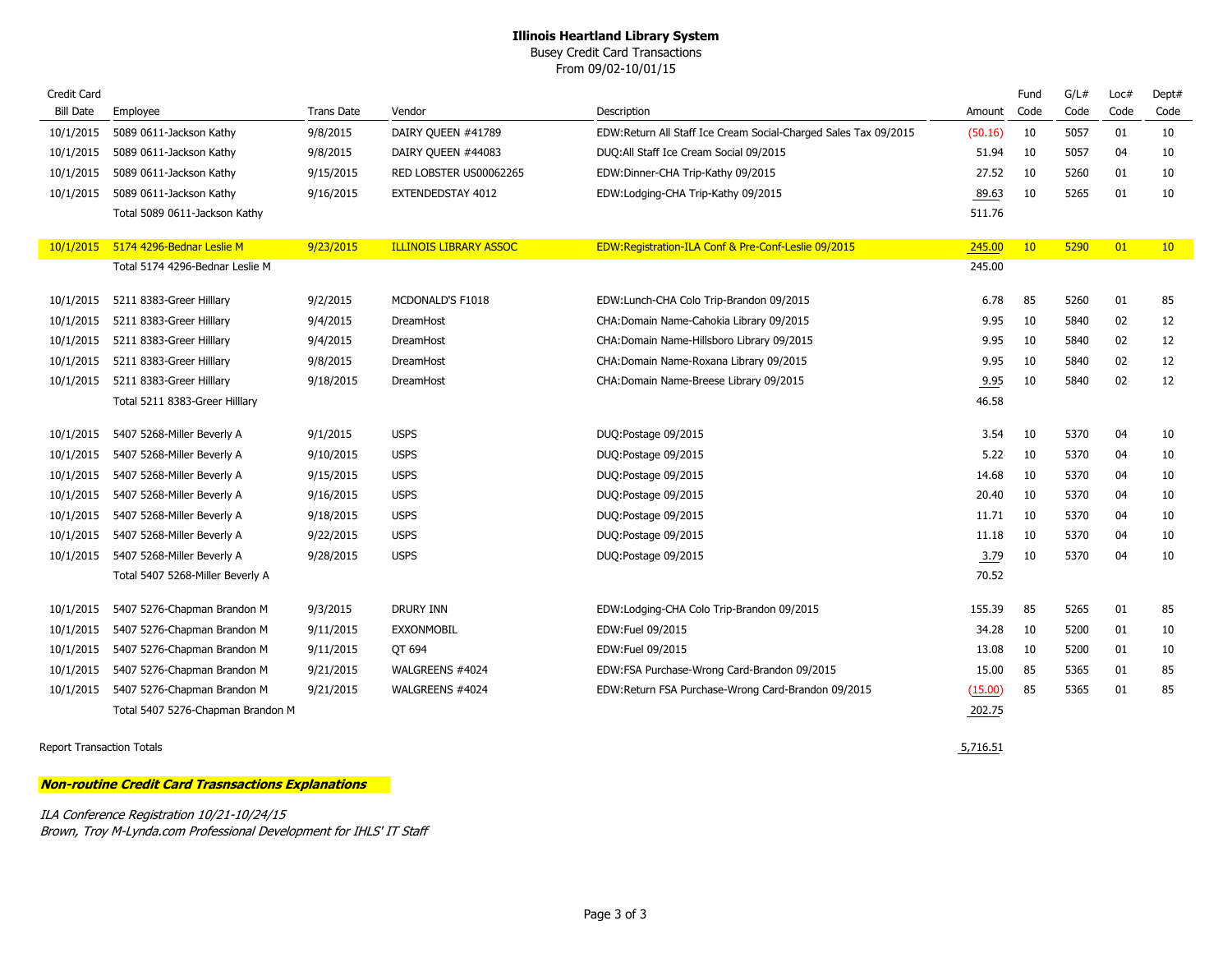**Illinois Heartland Library System**
Busey Credit Card Transactions
From 09/02-10/01/15

| Credit Card Bill Date | Employee | Trans Date | Vendor | Description | Amount | Fund Code | G/L# Code | Loc# Code | Dept# Code |
|---|---|---|---|---|---|---|---|---|---|
| 10/1/2015 | 5089 0611-Jackson Kathy | 9/8/2015 | DAIRY QUEEN #41789 | EDW:Return All Staff Ice Cream Social-Charged Sales Tax 09/2015 | (50.16) | 10 | 5057 | 01 | 10 |
| 10/1/2015 | 5089 0611-Jackson Kathy | 9/8/2015 | DAIRY QUEEN #44083 | DUQ:All Staff Ice Cream Social 09/2015 | 51.94 | 10 | 5057 | 04 | 10 |
| 10/1/2015 | 5089 0611-Jackson Kathy | 9/15/2015 | RED LOBSTER US00062265 | EDW:Dinner-CHA Trip-Kathy 09/2015 | 27.52 | 10 | 5260 | 01 | 10 |
| 10/1/2015 | 5089 0611-Jackson Kathy | 9/16/2015 | EXTENDEDSTAY 4012 | EDW:Lodging-CHA Trip-Kathy 09/2015 | 89.63 | 10 | 5265 | 01 | 10 |
| | Total 5089 0611-Jackson Kathy | | | | 511.76 | | | | |
| 10/1/2015 | 5174 4296-Bednar Leslie M | 9/23/2015 | ILLINOIS LIBRARY ASSOC | EDW:Registration-ILA Conf & Pre-Conf-Leslie 09/2015 | 245.00 | 10 | 5290 | 01 | 10 |
| | Total 5174 4296-Bednar Leslie M | | | | 245.00 | | | | |
| 10/1/2015 | 5211 8383-Greer Hillary | 9/2/2015 | MCDONALD'S F1018 | EDW:Lunch-CHA Colo Trip-Brandon 09/2015 | 6.78 | 85 | 5260 | 01 | 85 |
| 10/1/2015 | 5211 8383-Greer Hillary | 9/4/2015 | DreamHost | CHA:Domain Name-Cahokia Library 09/2015 | 9.95 | 10 | 5840 | 02 | 12 |
| 10/1/2015 | 5211 8383-Greer Hillary | 9/4/2015 | DreamHost | CHA:Domain Name-Hillsboro Library 09/2015 | 9.95 | 10 | 5840 | 02 | 12 |
| 10/1/2015 | 5211 8383-Greer Hillary | 9/8/2015 | DreamHost | CHA:Domain Name-Roxana Library 09/2015 | 9.95 | 10 | 5840 | 02 | 12 |
| 10/1/2015 | 5211 8383-Greer Hillary | 9/18/2015 | DreamHost | CHA:Domain Name-Breese Library 09/2015 | 9.95 | 10 | 5840 | 02 | 12 |
| | Total 5211 8383-Greer Hilllary | | | | 46.58 | | | | |
| 10/1/2015 | 5407 5268-Miller Beverly A | 9/1/2015 | USPS | DUQ:Postage 09/2015 | 3.54 | 10 | 5370 | 04 | 10 |
| 10/1/2015 | 5407 5268-Miller Beverly A | 9/10/2015 | USPS | DUQ:Postage 09/2015 | 5.22 | 10 | 5370 | 04 | 10 |
| 10/1/2015 | 5407 5268-Miller Beverly A | 9/15/2015 | USPS | DUQ:Postage 09/2015 | 14.68 | 10 | 5370 | 04 | 10 |
| 10/1/2015 | 5407 5268-Miller Beverly A | 9/16/2015 | USPS | DUQ:Postage 09/2015 | 20.40 | 10 | 5370 | 04 | 10 |
| 10/1/2015 | 5407 5268-Miller Beverly A | 9/18/2015 | USPS | DUQ:Postage 09/2015 | 11.71 | 10 | 5370 | 04 | 10 |
| 10/1/2015 | 5407 5268-Miller Beverly A | 9/22/2015 | USPS | DUQ:Postage 09/2015 | 11.18 | 10 | 5370 | 04 | 10 |
| 10/1/2015 | 5407 5268-Miller Beverly A | 9/28/2015 | USPS | DUQ:Postage 09/2015 | 3.79 | 10 | 5370 | 04 | 10 |
| | Total 5407 5268-Miller Beverly A | | | | 70.52 | | | | |
| 10/1/2015 | 5407 5276-Chapman Brandon M | 9/3/2015 | DRURY INN | EDW:Lodging-CHA Colo Trip-Brandon 09/2015 | 155.39 | 85 | 5265 | 01 | 85 |
| 10/1/2015 | 5407 5276-Chapman Brandon M | 9/11/2015 | EXXONMOBIL | EDW:Fuel 09/2015 | 34.28 | 10 | 5200 | 01 | 10 |
| 10/1/2015 | 5407 5276-Chapman Brandon M | 9/11/2015 | QT 694 | EDW:Fuel 09/2015 | 13.08 | 10 | 5200 | 01 | 10 |
| 10/1/2015 | 5407 5276-Chapman Brandon M | 9/21/2015 | WALGREENS #4024 | EDW:FSA Purchase-Wrong Card-Brandon 09/2015 | 15.00 | 85 | 5365 | 01 | 85 |
| 10/1/2015 | 5407 5276-Chapman Brandon M | 9/21/2015 | WALGREENS #4024 | EDW:Return FSA Purchase-Wrong Card-Brandon 09/2015 | (15.00) | 85 | 5365 | 01 | 85 |
| | Total 5407 5276-Chapman Brandon M | | | | 202.75 | | | | |
| Report Transaction Totals | | | | | 5,716.51 | | | | |

***Non-routine Credit Card Trasnsactions Explanations***

*ILA Conference Registration 10/21-10/24/15*
*Brown, Troy M-Lynda.com Professional Development for IHLS' IT Staff*